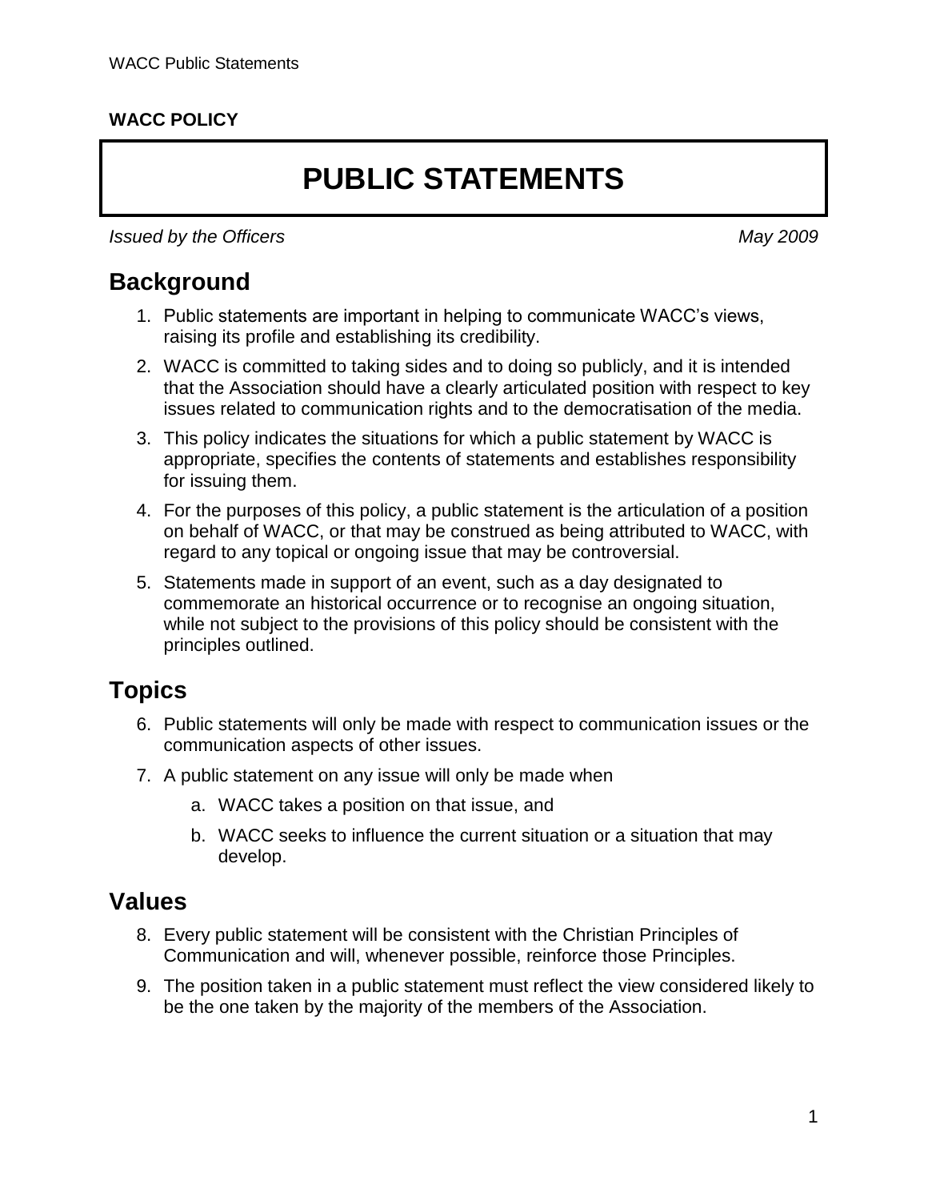**WACC POLICY**

# PUBLIC STATEMENTS

*Issued by the Officers* *May 2009*

## Background

1. Public statements are important in helping to communicate WACC's views, raising its profile and establishing its credibility.
2. WACC is committed to taking sides and to doing so publicly, and it is intended that the Association should have a clearly articulated position with respect to key issues related to communication rights and to the democratisation of the media.
3. This policy indicates the situations for which a public statement by WACC is appropriate, specifies the contents of statements and establishes responsibility for issuing them.
4. For the purposes of this policy, a public statement is the articulation of a position on behalf of WACC, or that may be construed as being attributed to WACC, with regard to any topical or ongoing issue that may be controversial.
5. Statements made in support of an event, such as a day designated to commemorate an historical occurrence or to recognise an ongoing situation, while not subject to the provisions of this policy should be consistent with the principles outlined.

## Topics

6. Public statements will only be made with respect to communication issues or the communication aspects of other issues.
7. A public statement on any issue will only be made when
   a. WACC takes a position on that issue, and
   b. WACC seeks to influence the current situation or a situation that may develop.

## Values

8. Every public statement will be consistent with the Christian Principles of Communication and will, whenever possible, reinforce those Principles.
9. The position taken in a public statement must reflect the view considered likely to be the one taken by the majority of the members of the Association.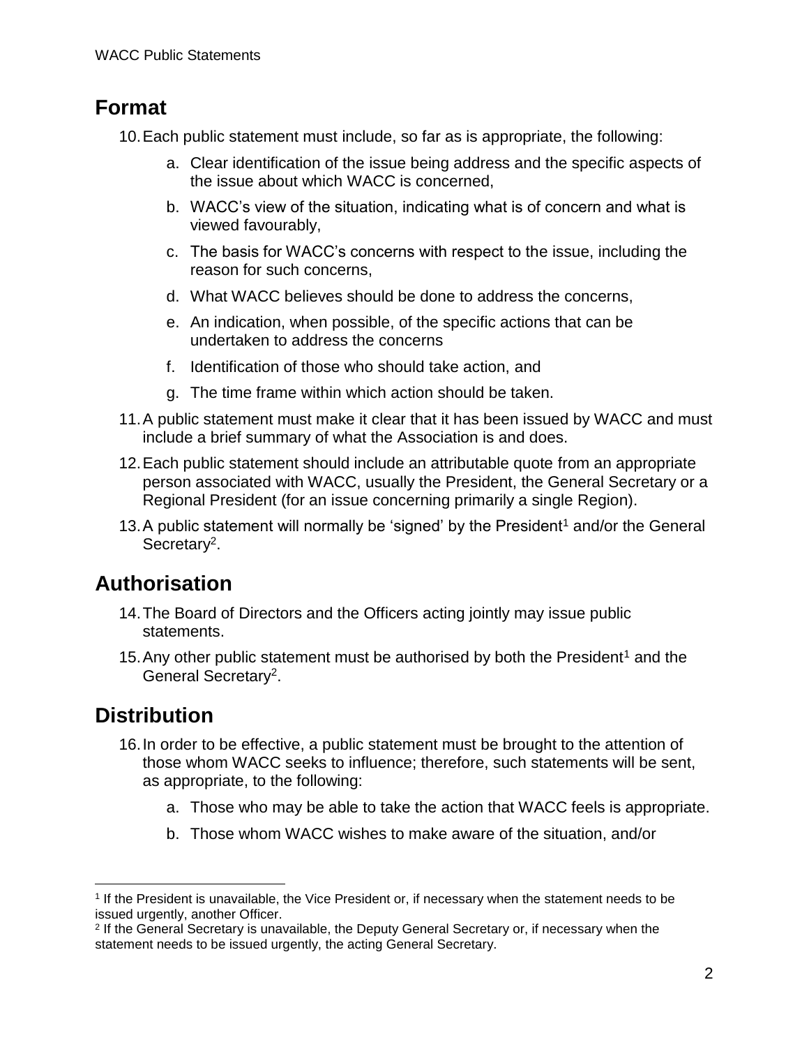## Format

10. Each public statement must include, so far as is appropriate, the following:

    a. Clear identification of the issue being address and the specific aspects of the issue about which WACC is concerned,

    b. WACC's view of the situation, indicating what is of concern and what is viewed favourably,

    c. The basis for WACC's concerns with respect to the issue, including the reason for such concerns,

    d. What WACC believes should be done to address the concerns,

    e. An indication, when possible, of the specific actions that can be undertaken to address the concerns

    f. Identification of those who should take action, and

    g. The time frame within which action should be taken.

11. A public statement must make it clear that it has been issued by WACC and must include a brief summary of what the Association is and does.

12. Each public statement should include an attributable quote from an appropriate person associated with WACC, usually the President, the General Secretary or a Regional President (for an issue concerning primarily a single Region).

13. A public statement will normally be 'signed' by the President[1] and/or the General Secretary[2].

## Authorisation

14. The Board of Directors and the Officers acting jointly may issue public statements.

15. Any other public statement must be authorised by both the President[1] and the General Secretary[2].

## Distribution

16. In order to be effective, a public statement must be brought to the attention of those whom WACC seeks to influence; therefore, such statements will be sent, as appropriate, to the following:

    a. Those who may be able to take the action that WACC feels is appropriate.

    b. Those whom WACC wishes to make aware of the situation, and/or

---

[1] If the President is unavailable, the Vice President or, if necessary when the statement needs to be issued urgently, another Officer.

[2] If the General Secretary is unavailable, the Deputy General Secretary or, if necessary when the statement needs to be issued urgently, the acting General Secretary.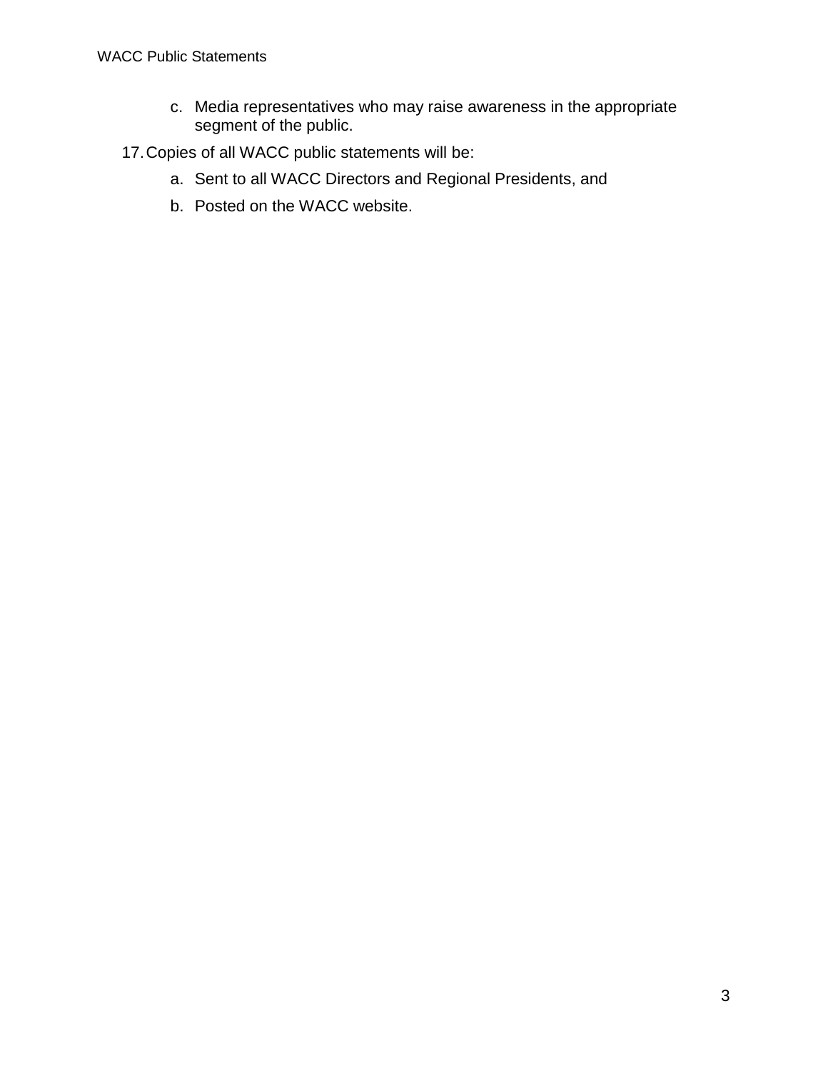c. Media representatives who may raise awareness in the appropriate segment of the public.

17. Copies of all WACC public statements will be:

   a. Sent to all WACC Directors and Regional Presidents, and

   b. Posted on the WACC website.